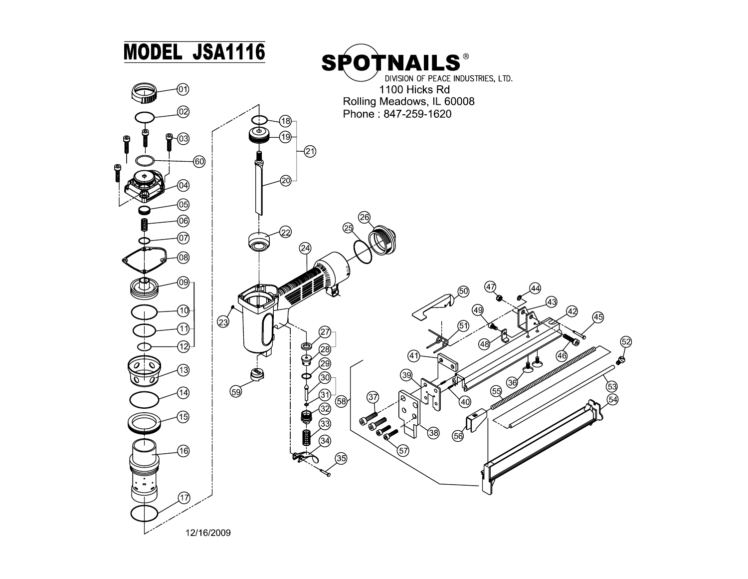# MODEL JSA1116

**SPOTNAILS**®

DIVISION OF PEACE INDUSTRIES, LTD.

1100 Hicks Rd
Rolling Meadows, IL 60008
Phone : 847-259-1620

12/16/2009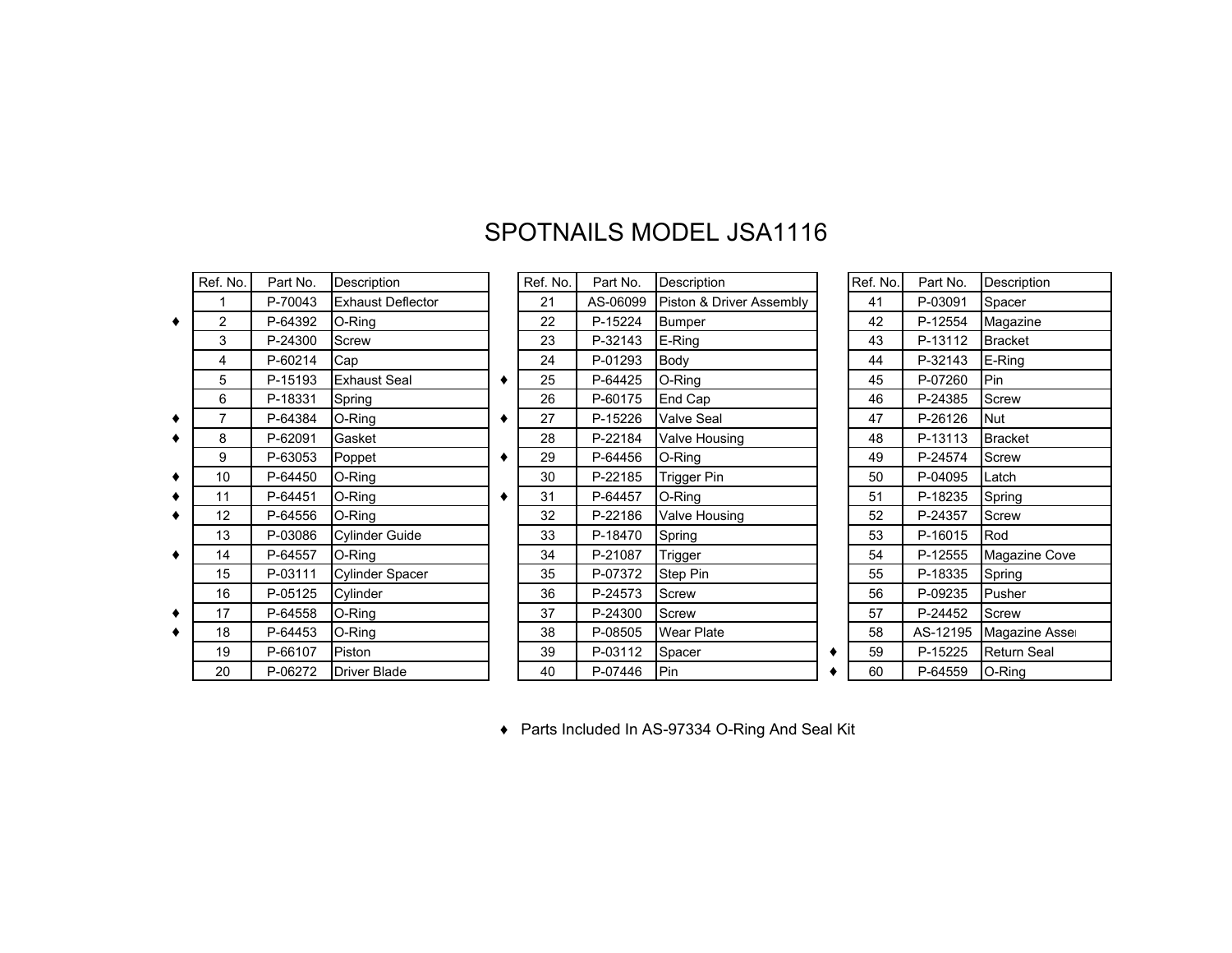# SPOTNAILS MODEL JSA1116

| | Ref. No. | Part No. | Description |
|---|---|---|---|
| | 1 | P-70043 | Exhaust Deflector |
| ♦ | 2 | P-64392 | O-Ring |
| | 3 | P-24300 | Screw |
| | 4 | P-60214 | Cap |
| | 5 | P-15193 | Exhaust Seal |
| | 6 | P-18331 | Spring |
| ♦ | 7 | P-64384 | O-Ring |
| ♦ | 8 | P-62091 | Gasket |
| | 9 | P-63053 | Poppet |
| ♦ | 10 | P-64450 | O-Ring |
| ♦ | 11 | P-64451 | O-Ring |
| ♦ | 12 | P-64556 | O-Ring |
| | 13 | P-03086 | Cylinder Guide |
| ♦ | 14 | P-64557 | O-Ring |
| | 15 | P-03111 | Cylinder Spacer |
| | 16 | P-05125 | Cylinder |
| ♦ | 17 | P-64558 | O-Ring |
| ♦ | 18 | P-64453 | O-Ring |
| | 19 | P-66107 | Piston |
| | 20 | P-06272 | Driver Blade |

| | Ref. No. | Part No. | Description |
|---|---|---|---|
| | 21 | AS-06099 | Piston & Driver Assembly |
| | 22 | P-15224 | Bumper |
| | 23 | P-32143 | E-Ring |
| | 24 | P-01293 | Body |
| ♦ | 25 | P-64425 | O-Ring |
| | 26 | P-60175 | End Cap |
| ♦ | 27 | P-15226 | Valve Seal |
| | 28 | P-22184 | Valve Housing |
| ♦ | 29 | P-64456 | O-Ring |
| | 30 | P-22185 | Trigger Pin |
| ♦ | 31 | P-64457 | O-Ring |
| | 32 | P-22186 | Valve Housing |
| | 33 | P-18470 | Spring |
| | 34 | P-21087 | Trigger |
| | 35 | P-07372 | Step Pin |
| | 36 | P-24573 | Screw |
| | 37 | P-24300 | Screw |
| | 38 | P-08505 | Wear Plate |
| | 39 | P-03112 | Spacer |
| | 40 | P-07446 | Pin |

| | Ref. No. | Part No. | Description |
|---|---|---|---|
| | 41 | P-03091 | Spacer |
| | 42 | P-12554 | Magazine |
| | 43 | P-13112 | Bracket |
| | 44 | P-32143 | E-Ring |
| | 45 | P-07260 | Pin |
| | 46 | P-24385 | Screw |
| | 47 | P-26126 | Nut |
| | 48 | P-13113 | Bracket |
| | 49 | P-24574 | Screw |
| | 50 | P-04095 | Latch |
| | 51 | P-18235 | Spring |
| | 52 | P-24357 | Screw |
| | 53 | P-16015 | Rod |
| | 54 | P-12555 | Magazine Cove |
| | 55 | P-18335 | Spring |
| | 56 | P-09235 | Pusher |
| | 57 | P-24452 | Screw |
| | 58 | AS-12195 | Magazine Asse |
| ♦ | 59 | P-15225 | Return Seal |
| ♦ | 60 | P-64559 | O-Ring |

♦ Parts Included In AS-97334 O-Ring And Seal Kit